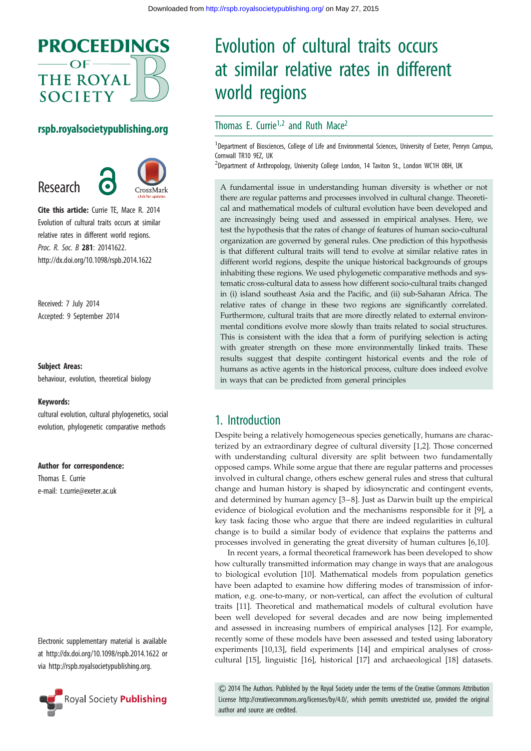# Evolution of cultural traits occurs at similar relative rates in different world regions

Thomas E. Currie[1,2] and Ruth Mace[2]

[1]Department of Biosciences, College of Life and Environmental Sciences, University of Exeter, Penryn Campus, Cornwall TR10 9EZ, UK

[2]Department of Anthropology, University College London, 14 Taviton St., London WC1H 0BH, UK

**Cite this article:** Currie TE, Mace R. 2014 Evolution of cultural traits occurs at similar relative rates in different world regions. *Proc. R. Soc. B* **281**: 20141622. http://dx.doi.org/10.1098/rspb.2014.1622

Received: 7 July 2014
Accepted: 9 September 2014

**Subject Areas:**
behaviour, evolution, theoretical biology

**Keywords:**
cultural evolution, cultural phylogenetics, social evolution, phylogenetic comparative methods

**Author for correspondence:**
Thomas E. Currie
e-mail: t.currie@exeter.ac.uk

Electronic supplementary material is available at http://dx.doi.org/10.1098/rspb.2014.1622 or via http://rspb.royalsocietypublishing.org.

A fundamental issue in understanding human diversity is whether or not there are regular patterns and processes involved in cultural change. Theoretical and mathematical models of cultural evolution have been developed and are increasingly being used and assessed in empirical analyses. Here, we test the hypothesis that the rates of change of features of human socio-cultural organization are governed by general rules. One prediction of this hypothesis is that different cultural traits will tend to evolve at similar relative rates in different world regions, despite the unique historical backgrounds of groups inhabiting these regions. We used phylogenetic comparative methods and systematic cross-cultural data to assess how different socio-cultural traits changed in (i) island southeast Asia and the Pacific, and (ii) sub-Saharan Africa. The relative rates of change in these two regions are significantly correlated. Furthermore, cultural traits that are more directly related to external environmental conditions evolve more slowly than traits related to social structures. This is consistent with the idea that a form of purifying selection is acting with greater strength on these more environmentally linked traits. These results suggest that despite contingent historical events and the role of humans as active agents in the historical process, culture does indeed evolve in ways that can be predicted from general principles

## 1. Introduction

Despite being a relatively homogeneous species genetically, humans are characterized by an extraordinary degree of cultural diversity [1,2]. Those concerned with understanding cultural diversity are split between two fundamentally opposed camps. While some argue that there are regular patterns and processes involved in cultural change, others eschew general rules and stress that cultural change and human history is shaped by idiosyncratic and contingent events, and determined by human agency [3–8]. Just as Darwin built up the empirical evidence of biological evolution and the mechanisms responsible for it [9], a key task facing those who argue that there are indeed regularities in cultural change is to build a similar body of evidence that explains the patterns and processes involved in generating the great diversity of human cultures [6,10].

In recent years, a formal theoretical framework has been developed to show how culturally transmitted information may change in ways that are analogous to biological evolution [10]. Mathematical models from population genetics have been adapted to examine how differing modes of transmission of information, e.g. one-to-many, or non-vertical, can affect the evolution of cultural traits [11]. Theoretical and mathematical models of cultural evolution have been well developed for several decades and are now being implemented and assessed in increasing numbers of empirical analyses [12]. For example, recently some of these models have been assessed and tested using laboratory experiments [10,13], field experiments [14] and empirical analyses of cross-cultural [15], linguistic [16], historical [17] and archaeological [18] datasets.

© 2014 The Authors. Published by the Royal Society under the terms of the Creative Commons Attribution License http://creativecommons.org/licenses/by/4.0/, which permits unrestricted use, provided the original author and source are credited.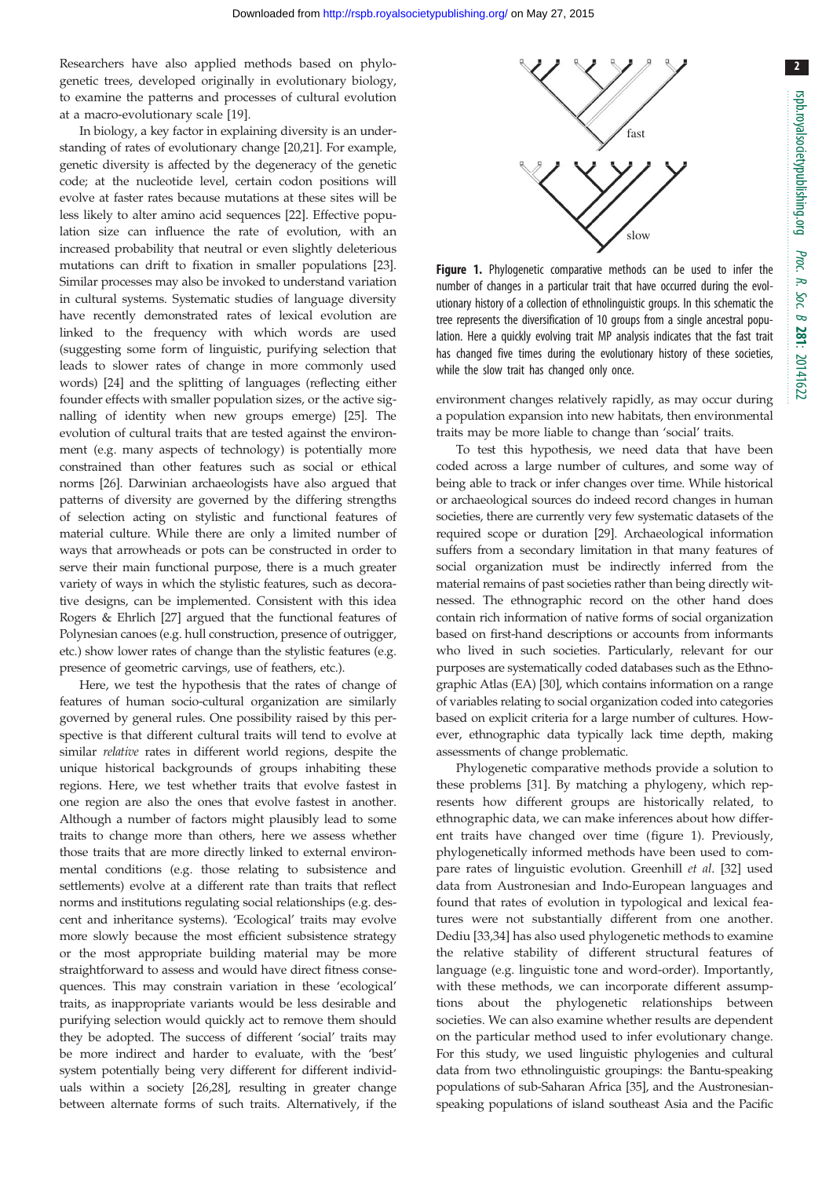Researchers have also applied methods based on phylogenetic trees, developed originally in evolutionary biology, to examine the patterns and processes of cultural evolution at a macro-evolutionary scale [19].

In biology, a key factor in explaining diversity is an understanding of rates of evolutionary change [20,21]. For example, genetic diversity is affected by the degeneracy of the genetic code; at the nucleotide level, certain codon positions will evolve at faster rates because mutations at these sites will be less likely to alter amino acid sequences [22]. Effective population size can influence the rate of evolution, with an increased probability that neutral or even slightly deleterious mutations can drift to fixation in smaller populations [23]. Similar processes may also be invoked to understand variation in cultural systems. Systematic studies of language diversity have recently demonstrated rates of lexical evolution are linked to the frequency with which words are used (suggesting some form of linguistic, purifying selection that leads to slower rates of change in more commonly used words) [24] and the splitting of languages (reflecting either founder effects with smaller population sizes, or the active signalling of identity when new groups emerge) [25]. The evolution of cultural traits that are tested against the environment (e.g. many aspects of technology) is potentially more constrained than other features such as social or ethical norms [26]. Darwinian archaeologists have also argued that patterns of diversity are governed by the differing strengths of selection acting on stylistic and functional features of material culture. While there are only a limited number of ways that arrowheads or pots can be constructed in order to serve their main functional purpose, there is a much greater variety of ways in which the stylistic features, such as decorative designs, can be implemented. Consistent with this idea Rogers & Ehrlich [27] argued that the functional features of Polynesian canoes (e.g. hull construction, presence of outrigger, etc.) show lower rates of change than the stylistic features (e.g. presence of geometric carvings, use of feathers, etc.).

Here, we test the hypothesis that the rates of change of features of human socio-cultural organization are similarly governed by general rules. One possibility raised by this perspective is that different cultural traits will tend to evolve at similar *relative* rates in different world regions, despite the unique historical backgrounds of groups inhabiting these regions. Here, we test whether traits that evolve fastest in one region are also the ones that evolve fastest in another. Although a number of factors might plausibly lead to some traits to change more than others, here we assess whether those traits that are more directly linked to external environmental conditions (e.g. those relating to subsistence and settlements) evolve at a different rate than traits that reflect norms and institutions regulating social relationships (e.g. descent and inheritance systems). 'Ecological' traits may evolve more slowly because the most efficient subsistence strategy or the most appropriate building material may be more straightforward to assess and would have direct fitness consequences. This may constrain variation in these 'ecological' traits, as inappropriate variants would be less desirable and purifying selection would quickly act to remove them should they be adopted. The success of different 'social' traits may be more indirect and harder to evaluate, with the 'best' system potentially being very different for different individuals within a society [26,28], resulting in greater change between alternate forms of such traits. Alternatively, if the environment changes relatively rapidly, as may occur during a population expansion into new habitats, then environmental traits may be more liable to change than 'social' traits.

**Figure 1.** Phylogenetic comparative methods can be used to infer the number of changes in a particular trait that have occurred during the evolutionary history of a collection of ethnolinguistic groups. In this schematic the tree represents the diversification of 10 groups from a single ancestral population. Here a quickly evolving trait MP analysis indicates that the fast trait has changed five times during the evolutionary history of these societies, while the slow trait has changed only once.

To test this hypothesis, we need data that have been coded across a large number of cultures, and some way of being able to track or infer changes over time. While historical or archaeological sources do indeed record changes in human societies, there are currently very few systematic datasets of the required scope or duration [29]. Archaeological information suffers from a secondary limitation in that many features of social organization must be indirectly inferred from the material remains of past societies rather than being directly witnessed. The ethnographic record on the other hand does contain rich information of native forms of social organization based on first-hand descriptions or accounts from informants who lived in such societies. Particularly, relevant for our purposes are systematically coded databases such as the Ethnographic Atlas (EA) [30], which contains information on a range of variables relating to social organization coded into categories based on explicit criteria for a large number of cultures. However, ethnographic data typically lack time depth, making assessments of change problematic.

Phylogenetic comparative methods provide a solution to these problems [31]. By matching a phylogeny, which represents how different groups are historically related, to ethnographic data, we can make inferences about how different traits have changed over time (figure 1). Previously, phylogenetically informed methods have been used to compare rates of linguistic evolution. Greenhill *et al.* [32] used data from Austronesian and Indo-European languages and found that rates of evolution in typological and lexical features were not substantially different from one another. Dediu [33,34] has also used phylogenetic methods to examine the relative stability of different structural features of language (e.g. linguistic tone and word-order). Importantly, with these methods, we can incorporate different assumptions about the phylogenetic relationships between societies. We can also examine whether results are dependent on the particular method used to infer evolutionary change. For this study, we used linguistic phylogenies and cultural data from two ethnolinguistic groupings: the Bantu-speaking populations of sub-Saharan Africa [35], and the Austronesian-speaking populations of island southeast Asia and the Pacific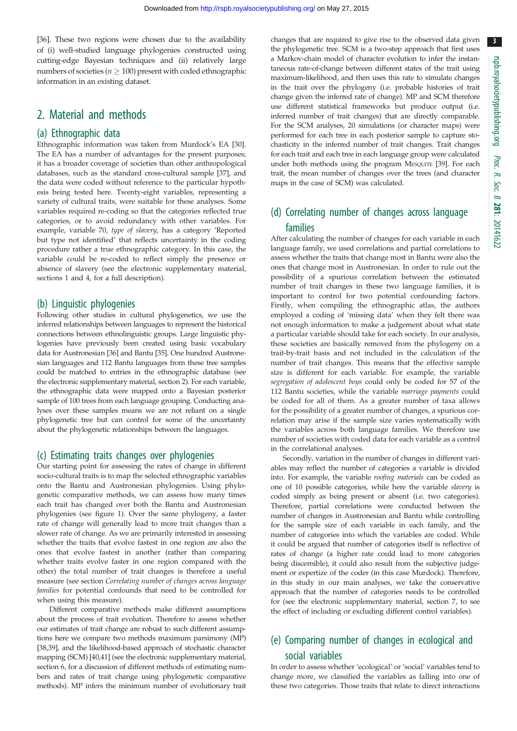[36]. These two regions were chosen due to the availability of (i) well-studied language phylogenies constructed using cutting-edge Bayesian techniques and (ii) relatively large numbers of societies ($n \geq 100$) present with coded ethnographic information in an existing dataset.

## 2. Material and methods

### (a) Ethnographic data

Ethnographic information was taken from Murdock's EA [30]. The EA has a number of advantages for the present purposes; it has a broader coverage of societies than other anthropological databases, such as the standard cross-cultural sample [37], and the data were coded without reference to the particular hypothesis being tested here. Twenty-eight variables, representing a variety of cultural traits, were suitable for these analyses. Some variables required re-coding so that the categories reflected true categories, or to avoid redundancy with other variables. For example, variable 70, *type of slavery*, has a category 'Reported but type not identified' that reflects uncertainty in the coding procedure rather a true ethnographic category. In this case, the variable could be re-coded to reflect simply the presence or absence of slavery (see the electronic supplementary material, sections 1 and 4, for a full description).

### (b) Linguistic phylogenies

Following other studies in cultural phylogenetics, we use the inferred relationships between languages to represent the historical connections between ethnolinguistic groups. Large linguistic phylogenies have previously been created using basic vocabulary data for Austronesian [36] and Bantu [35]. One hundred Austronesian languages and 112 Bantu languages from these tree samples could be matched to entries in the ethnographic database (see the electronic supplementary material, section 2). For each variable, the ethnographic data were mapped onto a Bayesian posterior sample of 100 trees from each language grouping. Conducting analyses over these samples means we are not reliant on a single phylogenetic tree but can control for some of the uncertainty about the phylogenetic relationships between the languages.

### (c) Estimating traits changes over phylogenies

Our starting point for assessing the rates of change in different socio-cultural traits is to map the selected ethnographic variables onto the Bantu and Austronesian phylogenies. Using phylogenetic comparative methods, we can assess how many times each trait has changed over both the Bantu and Austronesian phylogenies (see figure 1). Over the same phylogeny, a faster rate of change will generally lead to more trait changes than a slower rate of change. As we are primarily interested in assessing whether the traits that evolve fastest in one region are also the ones that evolve fastest in another (rather than comparing whether traits evolve faster in one region compared with the other) the total number of trait changes is therefore a useful measure (see section *Correlating number of changes across language families* for potential confounds that need to be controlled for when using this measure).

Different comparative methods make different assumptions about the process of trait evolution. Therefore to assess whether our estimates of trait change are robust to such different assumptions here we compare two methods maximum parsimony (MP) [38,39], and the likelihood-based approach of stochastic character mapping (SCM) [40,41] (see the electronic supplementary material, section 6, for a discussion of different methods of estimating numbers and rates of trait change using phylogenetic comparative methods). MP infers the minimum number of evolutionary trait changes that are required to give rise to the observed data given the phylogenetic tree. SCM is a two-step approach that first uses a Markov-chain model of character evolution to infer the instantaneous rate-of-change between different states of the trait using maximum-likelihood, and then uses this rate to simulate changes in the trait over the phylogeny (i.e. probable histories of trait change given the inferred rate of change). MP and SCM therefore use different statistical frameworks but produce output (i.e. inferred number of trait changes) that are directly comparable. For the SCM analyses, 20 simulations (or character maps) were performed for each tree in each posterior sample to capture stochasticity in the inferred number of trait changes. Trait changes for each trait and each tree in each language group were calculated under both methods using the program MESQUITE [39]. For each trait, the mean number of changes over the trees (and character maps in the case of SCM) was calculated.

### (d) Correlating number of changes across language families

After calculating the number of changes for each variable in each language family, we used correlations and partial correlations to assess whether the traits that change most in Bantu were also the ones that change most in Austronesian. In order to rule out the possibility of a spurious correlation between the estimated number of trait changes in these two language families, it is important to control for two potential confounding factors. Firstly, when compiling the ethnographic atlas, the authors employed a coding of 'missing data' when they felt there was not enough information to make a judgement about what state a particular variable should take for each society. In our analysis, these societies are basically removed from the phylogeny on a trait-by-trait basis and not included in the calculation of the number of trait changes. This means that the effective sample size is different for each variable. For example, the variable *segregation of adolescent boys* could only be coded for 57 of the 112 Bantu societies, while the variable *marriage payments* could be coded for all of them. As a greater number of taxa allows for the possibility of a greater number of changes, a spurious correlation may arise if the sample size varies systematically with the variables across both language families. We therefore use number of societies with coded data for each variable as a control in the correlational analyses.

Secondly, variation in the number of changes in different variables may reflect the number of categories a variable is divided into. For example, the variable *roofing materials* can be coded as one of 10 possible categories, while here the variable *slavery* is coded simply as being present or absent (i.e. two categories). Therefore, partial correlations were conducted between the number of changes in Austronesian and Bantu while controlling for the sample size of each variable in each family, and the number of categories into which the variables are coded. While it could be argued that number of categories itself is reflective of rates of change (a higher rate could lead to more categories being discernible), it could also result from the subjective judgement or expertize of the coder (in this case Murdock). Therefore, in this study in our main analyses, we take the conservative approach that the number of categories needs to be controlled for (see the electronic supplementary material, section 7, to see the effect of including or excluding different control variables).

### (e) Comparing number of changes in ecological and social variables

In order to assess whether 'ecological' or 'social' variables tend to change more, we classified the variables as falling into one of these two categories. Those traits that relate to direct interactions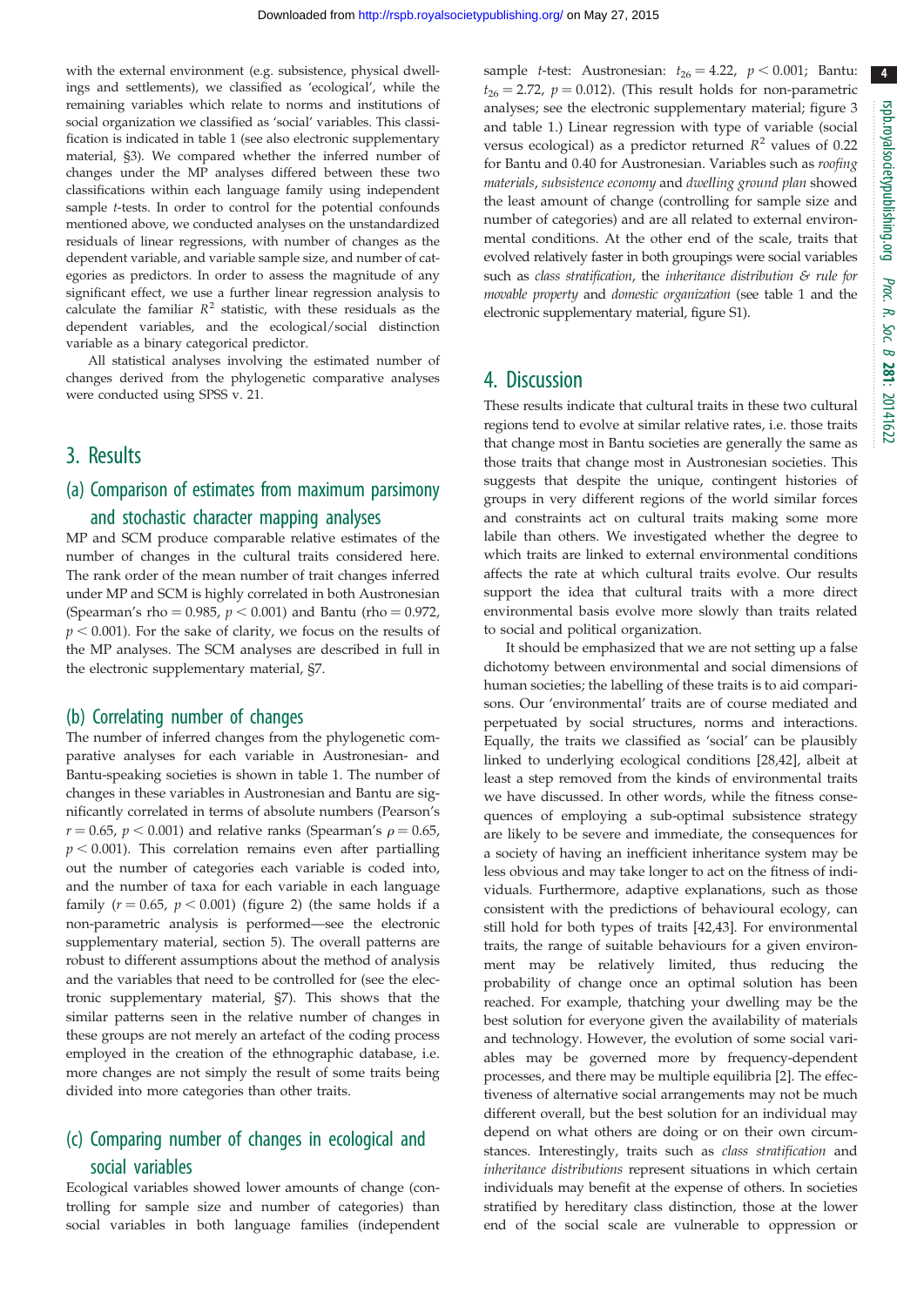with the external environment (e.g. subsistence, physical dwellings and settlements), we classified as 'ecological', while the remaining variables which relate to norms and institutions of social organization we classified as 'social' variables. This classification is indicated in table 1 (see also electronic supplementary material, §3). We compared whether the inferred number of changes under the MP analyses differed between these two classifications within each language family using independent sample $t$-tests. In order to control for the potential confounds mentioned above, we conducted analyses on the unstandardized residuals of linear regressions, with number of changes as the dependent variable, and variable sample size, and number of categories as predictors. In order to assess the magnitude of any significant effect, we use a further linear regression analysis to calculate the familiar $R^2$ statistic, with these residuals as the dependent variables, and the ecological/social distinction variable as a binary categorical predictor.

All statistical analyses involving the estimated number of changes derived from the phylogenetic comparative analyses were conducted using SPSS v. 21.

## 3. Results

### (a) Comparison of estimates from maximum parsimony and stochastic character mapping analyses

MP and SCM produce comparable relative estimates of the number of changes in the cultural traits considered here. The rank order of the mean number of trait changes inferred under MP and SCM is highly correlated in both Austronesian (Spearman's rho = 0.985, $p < 0.001$) and Bantu (rho = 0.972, $p < 0.001$). For the sake of clarity, we focus on the results of the MP analyses. The SCM analyses are described in full in the electronic supplementary material, §7.

### (b) Correlating number of changes

The number of inferred changes from the phylogenetic comparative analyses for each variable in Austronesian- and Bantu-speaking societies is shown in table 1. The number of changes in these variables in Austronesian and Bantu are significantly correlated in terms of absolute numbers (Pearson's $r = 0.65$, $p < 0.001$) and relative ranks (Spearman's $\rho = 0.65$, $p < 0.001$). This correlation remains even after partialling out the number of categories each variable is coded into, and the number of taxa for each variable in each language family ($r = 0.65$, $p < 0.001$) (figure 2) (the same holds if a non-parametric analysis is performed—see the electronic supplementary material, section 5). The overall patterns are robust to different assumptions about the method of analysis and the variables that need to be controlled for (see the electronic supplementary material, §7). This shows that the similar patterns seen in the relative number of changes in these groups are not merely an artefact of the coding process employed in the creation of the ethnographic database, i.e. more changes are not simply the result of some traits being divided into more categories than other traits.

### (c) Comparing number of changes in ecological and social variables

Ecological variables showed lower amounts of change (controlling for sample size and number of categories) than social variables in both language families (independent sample $t$-test: Austronesian: $t_{26} = 4.22$, $p < 0.001$; Bantu: $t_{26} = 2.72$, $p = 0.012$). (This result holds for non-parametric analyses; see the electronic supplementary material; figure 3 and table 1.) Linear regression with type of variable (social versus ecological) as a predictor returned $R^2$ values of 0.22 for Bantu and 0.40 for Austronesian. Variables such as *roofing materials*, *subsistence economy* and *dwelling ground plan* showed the least amount of change (controlling for sample size and number of categories) and are all related to external environmental conditions. At the other end of the scale, traits that evolved relatively faster in both groupings were social variables such as *class stratification*, the *inheritance distribution & rule for movable property* and *domestic organization* (see table 1 and the electronic supplementary material, figure S1).

## 4. Discussion

These results indicate that cultural traits in these two cultural regions tend to evolve at similar relative rates, i.e. those traits that change most in Bantu societies are generally the same as those traits that change most in Austronesian societies. This suggests that despite the unique, contingent histories of groups in very different regions of the world similar forces and constraints act on cultural traits making some more labile than others. We investigated whether the degree to which traits are linked to external environmental conditions affects the rate at which cultural traits evolve. Our results support the idea that cultural traits with a more direct environmental basis evolve more slowly than traits related to social and political organization.

It should be emphasized that we are not setting up a false dichotomy between environmental and social dimensions of human societies; the labelling of these traits is to aid comparisons. Our 'environmental' traits are of course mediated and perpetuated by social structures, norms and interactions. Equally, the traits we classified as 'social' can be plausibly linked to underlying ecological conditions [28,42], albeit at least a step removed from the kinds of environmental traits we have discussed. In other words, while the fitness consequences of employing a sub-optimal subsistence strategy are likely to be severe and immediate, the consequences for a society of having an inefficient inheritance system may be less obvious and may take longer to act on the fitness of individuals. Furthermore, adaptive explanations, such as those consistent with the predictions of behavioural ecology, can still hold for both types of traits [42,43]. For environmental traits, the range of suitable behaviours for a given environment may be relatively limited, thus reducing the probability of change once an optimal solution has been reached. For example, thatching your dwelling may be the best solution for everyone given the availability of materials and technology. However, the evolution of some social variables may be governed more by frequency-dependent processes, and there may be multiple equilibria [2]. The effectiveness of alternative social arrangements may not be much different overall, but the best solution for an individual may depend on what others are doing or on their own circumstances. Interestingly, traits such as *class stratification* and *inheritance distributions* represent situations in which certain individuals may benefit at the expense of others. In societies stratified by hereditary class distinction, those at the lower end of the social scale are vulnerable to oppression or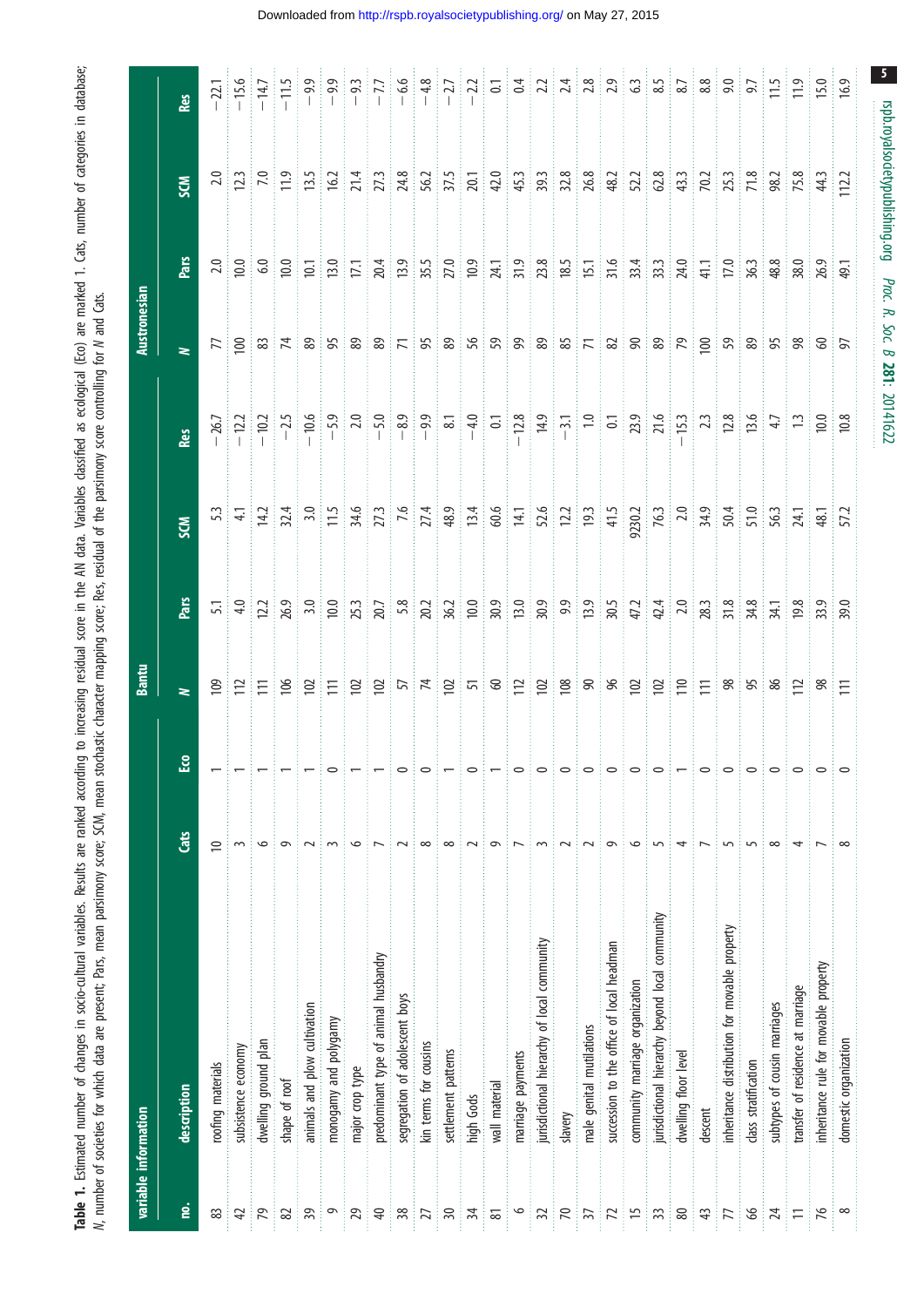**Table 1.** Estimated number of changes in socio-cultural variables. Results are ranked according to increasing residual score in the AN data. Variables classified as ecological (Eco) are marked 1. Cats, number of categories in database; *N*, number of societies for which data are present; Pars, mean parsimony score; SCM, mean stochastic character mapping score; Res, residual of the parsimony score controlling for *N* and Cats.

| variable information | | | | Bantu | | | | Austronesian | | | |
|---|---|---|---|---|---|---|---|---|---|---|---|
| no. | description | Cats | Eco | *N* | Pars | SCM | Res | *N* | Pars | SCM | Res |
| 83 | roofing materials | 10 | 1 | 109 | 5.1 | 5.3 | −26.7 | 77 | 2.0 | 2.0 | −22.1 |
| 42 | subsistence economy | 3 | 1 | 112 | 4.0 | 4.1 | −12.2 | 100 | 10.0 | 12.3 | −15.6 |
| 79 | dwelling ground plan | 6 | 1 | 111 | 12.2 | 14.2 | −10.2 | 83 | 6.0 | 7.0 | −14.7 |
| 82 | shape of roof | 9 | 1 | 106 | 26.9 | 32.4 | −2.5 | 74 | 10.0 | 11.9 | −11.5 |
| 39 | animals and plow cultivation | 2 | 1 | 102 | 3.0 | 3.0 | −10.6 | 89 | 10.1 | 13.5 | −9.9 |
| 9 | monogamy and polygamy | 3 | 0 | 111 | 10.0 | 11.5 | −5.9 | 95 | 13.0 | 16.2 | −9.9 |
| 29 | major crop type | 6 | 1 | 102 | 25.3 | 34.6 | 2.0 | 89 | 17.1 | 21.4 | −9.3 |
| 40 | predominant type of animal husbandry | 7 | 1 | 102 | 20.7 | 27.3 | −5.0 | 89 | 20.4 | 27.3 | −7.7 |
| 38 | segregation of adolescent boys | 2 | 0 | 57 | 5.8 | 7.6 | −8.9 | 71 | 13.9 | 24.8 | −6.6 |
| 27 | kin terms for cousins | 8 | 0 | 74 | 20.2 | 27.4 | −9.9 | 95 | 35.5 | 56.2 | −4.8 |
| 30 | settlement patterns | 8 | 1 | 102 | 36.2 | 48.9 | 8.1 | 89 | 27.0 | 37.5 | −2.7 |
| 34 | high Gods | 2 | 0 | 51 | 10.0 | 13.4 | −4.0 | 56 | 10.9 | 20.1 | −2.2 |
| 81 | wall material | 9 | 1 | 60 | 30.9 | 60.6 | 0.1 | 59 | 24.1 | 42.0 | 0.1 |
| 6 | marriage payments | 7 | 0 | 112 | 13.0 | 14.1 | −12.8 | 99 | 31.9 | 45.3 | 0.4 |
| 32 | jurisdictional hierarchy of local community | 3 | 0 | 102 | 30.9 | 52.6 | 14.9 | 89 | 23.8 | 39.3 | 2.2 |
| 70 | slavery | 2 | 0 | 108 | 9.9 | 12.2 | −3.1 | 85 | 18.5 | 32.8 | 2.4 |
| 37 | male genital mutilations | 2 | 0 | 90 | 13.9 | 19.3 | 1.0 | 71 | 15.1 | 26.8 | 2.8 |
| 72 | succession to the office of local headman | 9 | 0 | 96 | 30.5 | 41.5 | 0.1 | 82 | 31.6 | 48.2 | 2.9 |
| 15 | community marriage organization | 6 | 0 | 102 | 47.2 | 9230.2 | 23.9 | 90 | 33.4 | 52.2 | 6.3 |
| 33 | jurisdictional hierarchy beyond local community | 5 | 0 | 102 | 42.4 | 76.3 | 21.6 | 89 | 33.3 | 62.8 | 8.5 |
| 80 | dwelling floor level | 4 | 1 | 110 | 2.0 | 2.0 | −15.3 | 79 | 24.0 | 43.3 | 8.7 |
| 43 | descent | 7 | 0 | 111 | 28.3 | 34.9 | 2.3 | 100 | 41.1 | 70.2 | 8.8 |
| 77 | inheritance distribution for movable property | 5 | 0 | 98 | 31.8 | 50.4 | 12.8 | 59 | 17.0 | 25.3 | 9.0 |
| 66 | class stratification | 5 | 0 | 95 | 34.8 | 51.0 | 13.6 | 89 | 36.3 | 71.8 | 9.7 |
| 24 | subtypes of cousin marriages | 8 | 0 | 86 | 34.1 | 56.3 | 4.7 | 95 | 48.8 | 98.2 | 11.5 |
| 11 | transfer of residence at marriage | 4 | 0 | 112 | 19.8 | 24.1 | 1.3 | 98 | 38.0 | 75.8 | 11.9 |
| 76 | inheritance rule for movable property | 7 | 0 | 98 | 33.9 | 48.1 | 10.0 | 60 | 26.9 | 44.3 | 15.0 |
| 8 | domestic organization | 8 | 0 | 111 | 39.0 | 57.2 | 10.8 | 97 | 49.1 | 112.2 | 16.9 |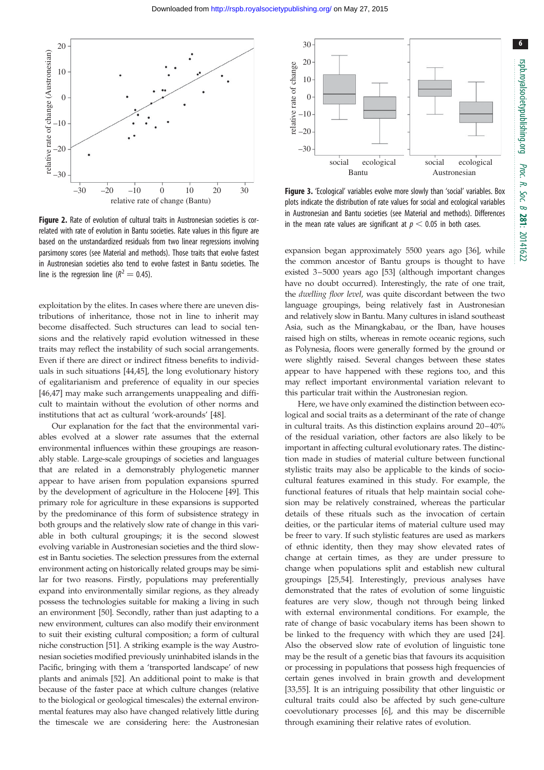**Figure 2.** Rate of evolution of cultural traits in Austronesian societies is correlated with rate of evolution in Bantu societies. Rate values in this figure are based on the unstandardized residuals from two linear regressions involving parsimony scores (see Material and methods). Those traits that evolve fastest in Austronesian societies also tend to evolve fastest in Bantu societies. The line is the regression line ($R^2 = 0.45$).

**Figure 3.** 'Ecological' variables evolve more slowly than 'social' variables. Box plots indicate the distribution of rate values for social and ecological variables in Austronesian and Bantu societies (see Material and methods). Differences in the mean rate values are significant at $p < 0.05$ in both cases.

exploitation by the elites. In cases where there are uneven distributions of inheritance, those not in line to inherit may become disaffected. Such structures can lead to social tensions and the relatively rapid evolution witnessed in these traits may reflect the instability of such social arrangements. Even if there are direct or indirect fitness benefits to individuals in such situations [44,45], the long evolutionary history of egalitarianism and preference of equality in our species [46,47] may make such arrangements unappealing and difficult to maintain without the evolution of other norms and institutions that act as cultural 'work-arounds' [48].

Our explanation for the fact that the environmental variables evolved at a slower rate assumes that the external environmental influences within these groupings are reasonably stable. Large-scale groupings of societies and languages that are related in a demonstrably phylogenetic manner appear to have arisen from population expansions spurred by the development of agriculture in the Holocene [49]. This primary role for agriculture in these expansions is supported by the predominance of this form of subsistence strategy in both groups and the relatively slow rate of change in this variable in both cultural groupings; it is the second slowest evolving variable in Austronesian societies and the third slowest in Bantu societies. The selection pressures from the external environment acting on historically related groups may be similar for two reasons. Firstly, populations may preferentially expand into environmentally similar regions, as they already possess the technologies suitable for making a living in such an environment [50]. Secondly, rather than just adapting to a new environment, cultures can also modify their environment to suit their existing cultural composition; a form of cultural niche construction [51]. A striking example is the way Austronesian societies modified previously uninhabited islands in the Pacific, bringing with them a 'transported landscape' of new plants and animals [52]. An additional point to make is that because of the faster pace at which culture changes (relative to the biological or geological timescales) the external environmental features may also have changed relatively little during the timescale we are considering here: the Austronesian expansion began approximately 5500 years ago [36], while the common ancestor of Bantu groups is thought to have existed 3–5000 years ago [53] (although important changes have no doubt occurred). Interestingly, the rate of one trait, the *dwelling floor level*, was quite discordant between the two language groupings, being relatively fast in Austronesian and relatively slow in Bantu. Many cultures in island southeast Asia, such as the Minangkabau, or the Iban, have houses raised high on stilts, whereas in remote oceanic regions, such as Polynesia, floors were generally formed by the ground or were slightly raised. Several changes between these states appear to have happened with these regions too, and this may reflect important environmental variation relevant to this particular trait within the Austronesian region.

Here, we have only examined the distinction between ecological and social traits as a determinant of the rate of change in cultural traits. As this distinction explains around 20–40% of the residual variation, other factors are also likely to be important in affecting cultural evolutionary rates. The distinction made in studies of material culture between functional stylistic traits may also be applicable to the kinds of sociocultural features examined in this study. For example, the functional features of rituals that help maintain social cohesion may be relatively constrained, whereas the particular details of these rituals such as the invocation of certain deities, or the particular items of material culture used may be freer to vary. If such stylistic features are used as markers of ethnic identity, then they may show elevated rates of change at certain times, as they are under pressure to change when populations split and establish new cultural groupings [25,54]. Interestingly, previous analyses have demonstrated that the rates of evolution of some linguistic features are very slow, though not through being linked with external environmental conditions. For example, the rate of change of basic vocabulary items has been shown to be linked to the frequency with which they are used [24]. Also the observed slow rate of evolution of linguistic tone may be the result of a genetic bias that favours its acquisition or processing in populations that possess high frequencies of certain genes involved in brain growth and development [33,55]. It is an intriguing possibility that other linguistic or cultural traits could also be affected by such gene-culture coevolutionary processes [6], and this may be discernible through examining their relative rates of evolution.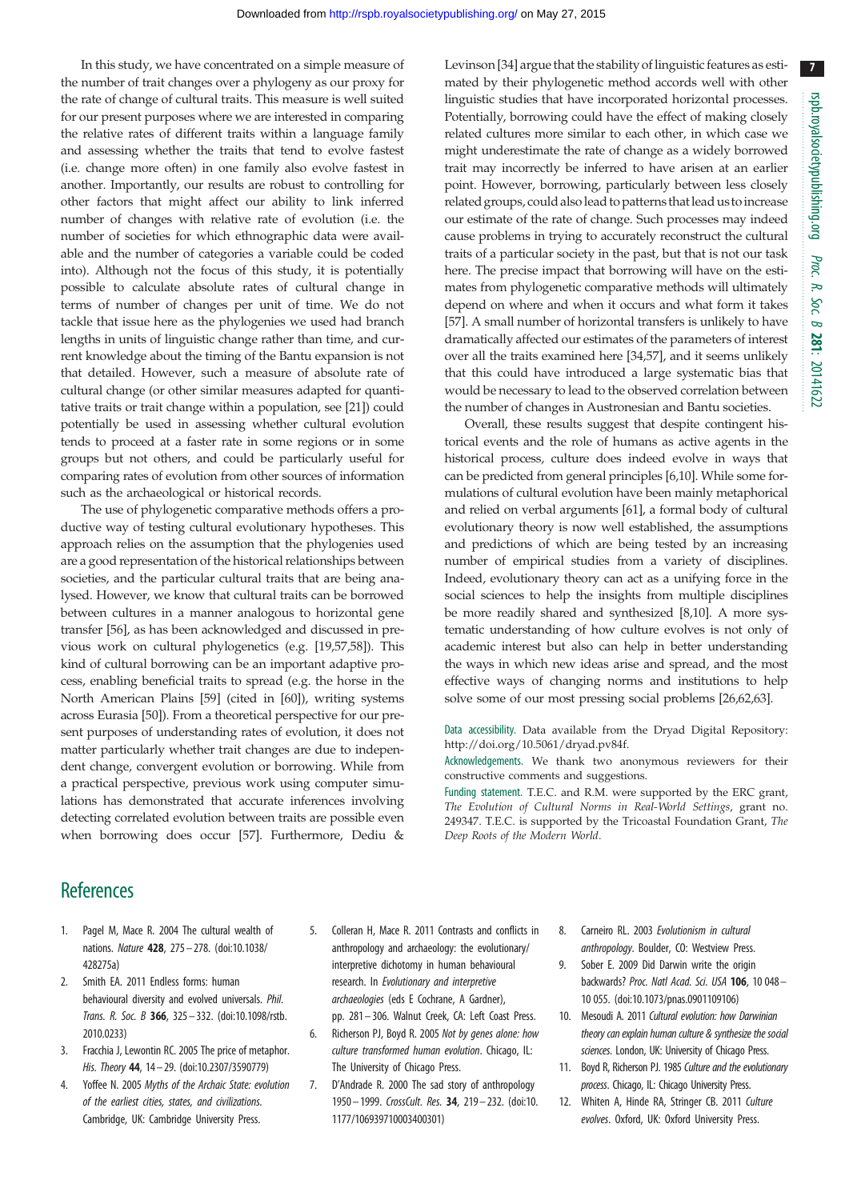In this study, we have concentrated on a simple measure of the number of trait changes over a phylogeny as our proxy for the rate of change of cultural traits. This measure is well suited for our present purposes where we are interested in comparing the relative rates of different traits within a language family and assessing whether the traits that tend to evolve fastest (i.e. change more often) in one family also evolve fastest in another. Importantly, our results are robust to controlling for other factors that might affect our ability to link inferred number of changes with relative rate of evolution (i.e. the number of societies for which ethnographic data were available and the number of categories a variable could be coded into). Although not the focus of this study, it is potentially possible to calculate absolute rates of cultural change in terms of number of changes per unit of time. We do not tackle that issue here as the phylogenies we used had branch lengths in units of linguistic change rather than time, and current knowledge about the timing of the Bantu expansion is not that detailed. However, such a measure of absolute rate of cultural change (or other similar measures adapted for quantitative traits or trait change within a population, see [21]) could potentially be used in assessing whether cultural evolution tends to proceed at a faster rate in some regions or in some groups but not others, and could be particularly useful for comparing rates of evolution from other sources of information such as the archaeological or historical records.

The use of phylogenetic comparative methods offers a productive way of testing cultural evolutionary hypotheses. This approach relies on the assumption that the phylogenies used are a good representation of the historical relationships between societies, and the particular cultural traits that are being analysed. However, we know that cultural traits can be borrowed between cultures in a manner analogous to horizontal gene transfer [56], as has been acknowledged and discussed in previous work on cultural phylogenetics (e.g. [19,57,58]). This kind of cultural borrowing can be an important adaptive process, enabling beneficial traits to spread (e.g. the horse in the North American Plains [59] (cited in [60]), writing systems across Eurasia [50]). From a theoretical perspective for our present purposes of understanding rates of evolution, it does not matter particularly whether trait changes are due to independent change, convergent evolution or borrowing. While from a practical perspective, previous work using computer simulations has demonstrated that accurate inferences involving detecting correlated evolution between traits are possible even when borrowing does occur [57]. Furthermore, Dediu & Levinson [34] argue that the stability of linguistic features as estimated by their phylogenetic method accords well with other linguistic studies that have incorporated horizontal processes. Potentially, borrowing could have the effect of making closely related cultures more similar to each other, in which case we might underestimate the rate of change as a widely borrowed trait may incorrectly be inferred to have arisen at an earlier point. However, borrowing, particularly between less closely related groups, could also lead to patterns that lead us to increase our estimate of the rate of change. Such processes may indeed cause problems in trying to accurately reconstruct the cultural traits of a particular society in the past, but that is not our task here. The precise impact that borrowing will have on the estimates from phylogenetic comparative methods will ultimately depend on where and when it occurs and what form it takes [57]. A small number of horizontal transfers is unlikely to have dramatically affected our estimates of the parameters of interest over all the traits examined here [34,57], and it seems unlikely that this could have introduced a large systematic bias that would be necessary to lead to the observed correlation between the number of changes in Austronesian and Bantu societies.

Overall, these results suggest that despite contingent historical events and the role of humans as active agents in the historical process, culture does indeed evolve in ways that can be predicted from general principles [6,10]. While some formulations of cultural evolution have been mainly metaphorical and relied on verbal arguments [61], a formal body of cultural evolutionary theory is now well established, the assumptions and predictions of which are being tested by an increasing number of empirical studies from a variety of disciplines. Indeed, evolutionary theory can act as a unifying force in the social sciences to help the insights from multiple disciplines be more readily shared and synthesized [8,10]. A more systematic understanding of how culture evolves is not only of academic interest but also can help in better understanding the ways in which new ideas arise and spread, and the most effective ways of changing norms and institutions to help solve some of our most pressing social problems [26,62,63].

Data accessibility. Data available from the Dryad Digital Repository: http://doi.org/10.5061/dryad.pv84f.

Acknowledgements. We thank two anonymous reviewers for their constructive comments and suggestions.

Funding statement. T.E.C. and R.M. were supported by the ERC grant, *The Evolution of Cultural Norms in Real-World Settings*, grant no. 249347. T.E.C. is supported by the Tricoastal Foundation Grant, *The Deep Roots of the Modern World*.

## References

1. Pagel M, Mace R. 2004 The cultural wealth of nations. *Nature* **428**, 275–278. (doi:10.1038/428275a)
2. Smith EA. 2011 Endless forms: human behavioural diversity and evolved universals. *Phil. Trans. R. Soc. B* **366**, 325–332. (doi:10.1098/rstb.2010.0233)
3. Fracchia J, Lewontin RC. 2005 The price of metaphor. *His. Theory* **44**, 14–29. (doi:10.2307/3590779)
4. Yoffee N. 2005 *Myths of the Archaic State: evolution of the earliest cities, states, and civilizations*. Cambridge, UK: Cambridge University Press.
5. Colleran H, Mace R. 2011 Contrasts and conflicts in anthropology and archaeology: the evolutionary/interpretive dichotomy in human behavioural research. In *Evolutionary and interpretive archaeologies* (eds E Cochrane, A Gardner), pp. 281–306. Walnut Creek, CA: Left Coast Press.
6. Richerson PJ, Boyd R. 2005 *Not by genes alone: how culture transformed human evolution*. Chicago, IL: The University of Chicago Press.
7. D'Andrade R. 2000 The sad story of anthropology 1950–1999. *CrossCult. Res.* **34**, 219–232. (doi:10.1177/106939710003400301)
8. Carneiro RL. 2003 *Evolutionism in cultural anthropology*. Boulder, CO: Westview Press.
9. Sober E. 2009 Did Darwin write the origin backwards? *Proc. Natl Acad. Sci. USA* **106**, 10 048–10 055. (doi:10.1073/pnas.0901109106)
10. Mesoudi A. 2011 *Cultural evolution: how Darwinian theory can explain human culture & synthesize the social sciences*. London, UK: University of Chicago Press.
11. Boyd R, Richerson PJ. 1985 *Culture and the evolutionary process*. Chicago, IL: Chicago University Press.
12. Whiten A, Hinde RA, Stringer CB. 2011 *Culture evolves*. Oxford, UK: Oxford University Press.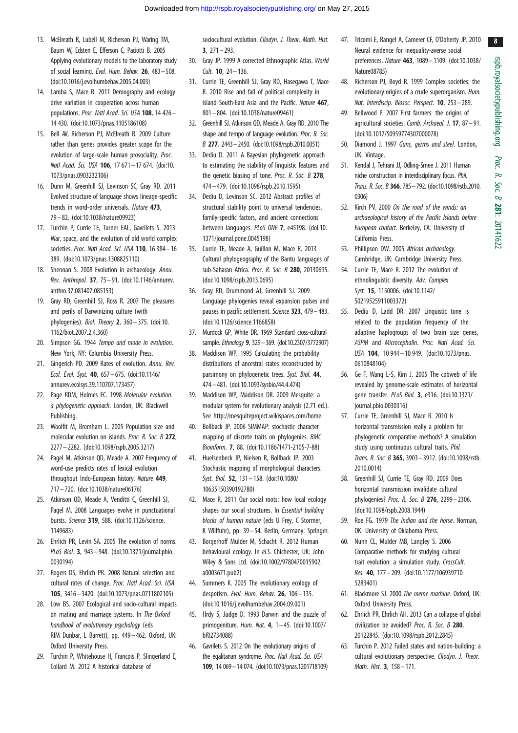13. McElreath R, Lubell M, Richerson PJ, Waring TM, Baum W, Edsten E, Efferson C, Paciotti B. 2005 Applying evolutionary models to the laboratory study of social learning. *Evol. Hum. Behav.* **26**, 483–508. (doi:10.1016/j.evolhumbehav.2005.04.003)
14. Lamba S, Mace R. 2011 Demography and ecology drive variation in cooperation across human populations. *Proc. Natl Acad. Sci. USA* **108**, 14 426–14 430. (doi:10.1073/pnas.1105186108)
15. Bell AV, Richerson PJ, McElreath R. 2009 Culture rather than genes provides greater scope for the evolution of large-scale human prosociality. *Proc. Natl Acad. Sci. USA* **106**, 17 671–17 674. (doi:10.1073/pnas.0903232106)
16. Dunn M, Greenhill SJ, Levinson SC, Gray RD. 2011 Evolved structure of language shows lineage-specific trends in word-order universals. *Nature* **473**, 79–82. (doi:10.1038/nature09923)
17. Turchin P, Currie TE, Turner EAL, Gavrilets S. 2013 War, space, and the evolution of old world complex societies. *Proc. Natl Acad. Sci. USA* **110**, 16 384–16 389. (doi:10.1073/pnas.1308825110)
18. Shennan S. 2008 Evolution in archaeology. *Annu. Rev. Anthropol.* **37**, 75–91. (doi:10.1146/annurev.anthro.37.081407.085153)
19. Gray RD, Greenhill SJ, Ross R. 2007 The pleasures and perils of Darwinizing culture (with phylogenies). *Biol. Theory* **2**, 360–375. (doi:10.1162/biot.2007.2.4.360)
20. Simpson GG. 1944 *Tempo and mode in evolution*. New York, NY: Columbia University Press.
21. Gingerich PD. 2009 Rates of evolution. *Annu. Rev. Ecol. Evol. Syst.* **40**, 657–675. (doi:10.1146/annurev.ecolsys.39.110707.173457)
22. Page RDM, Holmes EC. 1998 *Molecular evolution: a phylogenetic approach*. London, UK: Blackwell Publishing.
23. Woolfit M, Bromham L. 2005 Population size and molecular evolution on islands. *Proc. R. Soc. B* **272**, 2277–2282. (doi:10.1098/rspb.2005.3217)
24. Pagel M, Atkinson QD, Meade A. 2007 Frequency of word-use predicts rates of lexical evolution throughout Indo-European history. *Nature* **449**, 717–720. (doi:10.1038/nature06176)
25. Atkinson QD, Meade A, Venditti C, Greenhill SJ, Pagel M. 2008 Languages evolve in punctuational bursts. *Science* **319**, 588. (doi:10.1126/science.1149683)
26. Ehrlich PR, Levin SA. 2005 The evolution of norms. *PLoS Biol.* **3**, 943–948. (doi:10.1371/journal.pbio.0030194)
27. Rogers DS, Ehrlich PR. 2008 Natural selection and cultural rates of change. *Proc. Natl Acad. Sci. USA* **105**, 3416–3420. (doi:10.1073/pnas.0711802105)
28. Low BS. 2007 Ecological and socio-cultural impacts on mating and marriage systems. In *The Oxford handbook of evolutionary psychology* (eds RIM Dunbar, L Barrett), pp. 449–462. Oxford, UK: Oxford University Press.
29. Turchin P, Whitehouse H, Francois P, Slingerland E, Collard M. 2012 A historical database of sociocultural evolution. *Cliodyn. J. Theor. Math. Hist.* **3**, 271–293.
30. Gray JP. 1999 A corrected Ethnographic Atlas. *World Cult.* **10**, 24–136.
31. Currie TE, Greenhill SJ, Gray RD, Hasegawa T, Mace R. 2010 Rise and fall of political complexity in island South-East Asia and the Pacific. *Nature* **467**, 801–804. (doi:10.1038/nature09461)
32. Greenhill SJ, Atkinson QD, Meade A, Gray RD. 2010 The shape and tempo of language evolution. *Proc. R. Soc. B* **277**, 2443–2450. (doi:10.1098/rspb.2010.0051)
33. Dediu D. 2011 A Bayesian phylogenetic approach to estimating the stability of linguistic features and the genetic biasing of tone. *Proc. R. Soc. B* **278**, 474–479. (doi:10.1098/rspb.2010.1595)
34. Dediu D, Levinson SC. 2012 Abstract profiles of structural stability point to universal tendencies, family-specific factors, and ancient connections between languages. *PLoS ONE* **7**, e45198. (doi:10.1371/journal.pone.0045198)
35. Currie TE, Meade A, Guillon M, Mace R. 2013 Cultural phylogeography of the Bantu languages of sub-Saharan Africa. *Proc. R. Soc. B* **280**, 20130695. (doi:10.1098/rspb.2013.0695)
36. Gray RD, Drummond AJ, Greenhill SJ. 2009 Language phylogenies reveal expansion pulses and pauses in pacific settlement. *Science* **323**, 479–483. (doi:10.1126/science.1166858)
37. Murdock GP, White DR. 1969 Standard cross-cultural sample. *Ethnology* **9**, 329–369. (doi:10.2307/3772907)
38. Maddison WP. 1995 Calculating the probability distributions of ancestral states reconstructed by parsimony on phylogenetic trees. *Syst. Biol.* **44**, 474–481. (doi:10.1093/sysbio/44.4.474)
39. Maddison WP, Maddison DR. 2009 Mesquite: a modular system for evolutionary analysis (2.71 ed.). See http://mesquiteproject.wikispaces.com/home.
40. Bollback JP. 2006 SIMMAP: stochastic character mapping of discrete traits on phylogenies. *BMC Bioinform.* **7**, 88. (doi:10.1186/1471-2105-7-88)
41. Huelsenbeck JP, Nielsen R, Bollback JP. 2003 Stochastic mapping of morphological characters. *Syst. Biol.* **52**, 131–158. (doi:10.1080/10635150390192780)
42. Mace R. 2011 Our social roots: how local ecology shapes our social structures. In *Essential building blocks of human nature* (eds U Frey, C Stormer, K Willfuhr), pp. 39–54. Berlin, Germany: Springer.
43. Borgerhoff Mulder M, Schacht R. 2012 Human behavioural ecology. In *eLS*. Chichester, UK: John Wiley & Sons Ltd. (doi:10.1002/9780470015902.a0003671.pub2)
44. Summers K. 2005 The evolutionary ecology of despotism. *Evol. Hum. Behav.* **26**, 106–135. (doi:10.1016/j.evolhumbehav.2004.09.001)
45. Hrdy S, Judge D. 1993 Darwin and the puzzle of primogeniture. *Hum. Nat.* **4**, 1–45. (doi:10.1007/bf02734088)
46. Gavrilets S. 2012 On the evolutionary origins of the egalitarian syndrome. *Proc. Natl Acad. Sci. USA* **109**, 14 069–14 074. (doi:10.1073/pnas.1201718109)
47. Tricomi E, Rangel A, Camerer CF, O'Doherty JP. 2010 Neural evidence for inequality-averse social preferences. *Nature* **463**, 1089–1109. (doi:10.1038/Nature08785)
48. Richerson PJ, Boyd R. 1999 Complex societies: the evolutionary origins of a crude superorganism. *Hum. Nat. Interdiscip. Biosoc. Perspect.* **10**, 253–289.
49. Bellwood P. 2007 First farmers: the origins of agricultural societies. *Camb. Archaeol. J.* **17**, 87–91. (doi:10.1017/S0959774307000078)
50. Diamond J. 1997 *Guns, germs and steel*. London, UK: Vintage.
51. Kendal J, Tehrani JJ, Odling-Smee J. 2011 Human niche construction in interdisciplinary focus. *Phil. Trans. R. Soc. B* **366**, 785–792. (doi:10.1098/rstb.2010.0306)
52. Kirch PV. 2000 *On the road of the winds: an archaeological history of the Pacific Islands before European contact*. Berkeley, CA: University of California Press.
53. Phillipson DW. 2005 *African archaeology*. Cambridge, UK: Cambridge University Press.
54. Currie TE, Mace R. 2012 The evolution of ethnolinguistic diversity. *Adv. Complex Syst.* **15**, 1150006. (doi:10.1142/S0219525911003372)
55. Dediu D, Ladd DR. 2007 Linguistic tone is related to the population frequency of the adaptive haplogroups of two brain size genes, *ASPM* and *Microcephalin*. *Proc. Natl Acad. Sci. USA* **104**, 10 944–10 949. (doi:10.1073/pnas.0610848104)
56. Ge F, Wang L-S, Kim J. 2005 The cobweb of life revealed by genome-scale estimates of horizontal gene transfer. *PLoS Biol.* **3**, e316. (doi:10.1371/journal.pbio.0030316)
57. Currie TE, Greenhill SJ, Mace R. 2010 Is horizontal transmission really a problem for phylogenetic comparative methods? A simulation study using continuous cultural traits. *Phil. Trans. R. Soc. B* **365**, 3903–3912. (doi:10.1098/rstb.2010.0014)
58. Greenhill SJ, Currie TE, Gray RD. 2009 Does horizontal transmission invalidate cultural phylogenies? *Proc. R. Soc. B* **276**, 2299–2306. (doi:10.1098/rspb.2008.1944)
59. Roe FG. 1979 *The Indian and the horse*. Norman, OK: University of Oklahoma Press.
60. Nunn CL, Mulder MB, Langley S. 2006 Comparative methods for studying cultural trait evolution: a simulation study. *CrossCult. Res.* **40**, 177–209. (doi:10.1177/1069397105283401)
61. Blackmore SJ. 2000 *The meme machine*. Oxford, UK: Oxford University Press.
62. Ehrlich PR, Ehrlich AH. 2013 Can a collapse of global civilization be avoided? *Proc. R. Soc. B* **280**, 20122845. (doi:10.1098/rspb.2012.2845)
63. Turchin P. 2012 Failed states and nation-building: a cultural evolutionary perspective. *Cliodyn. J. Theor. Math. Hist.* **3**, 158–171.